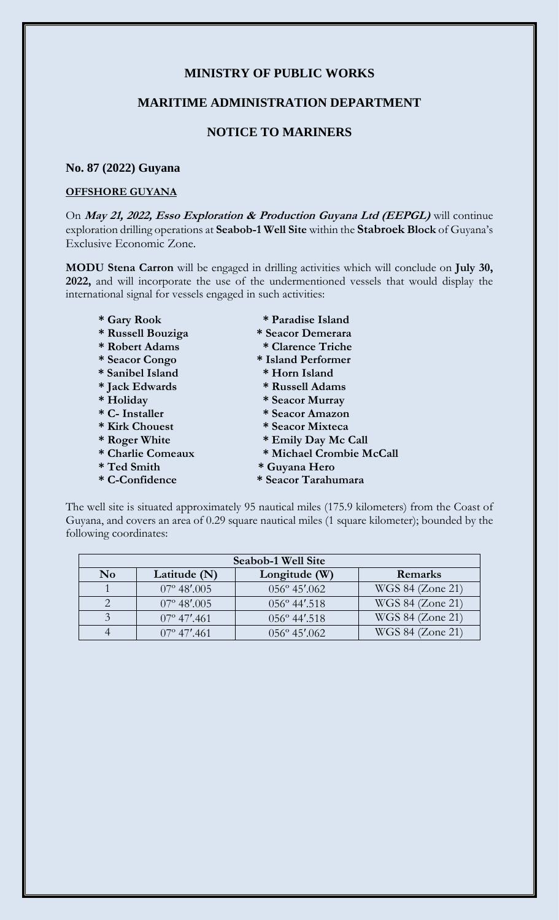## MINISTRY OF PUBLIC WORKS

## MARITIME ADMINISTRATION DEPARTMENT

## NOTICE TO MARINERS

### No. 87 (2022) Guyana

**OFFSHORE GUYANA**

On ***May 21, 2022, Esso Exploration & Production Guyana Ltd (EEPGL)*** will continue exploration drilling operations at **Seabob-1 Well Site** within the **Stabroek Block** of Guyana's Exclusive Economic Zone.

**MODU Stena Carron** will be engaged in drilling activities which will conclude on **July 30, 2022,** and will incorporate the use of the undermentioned vessels that would display the international signal for vessels engaged in such activities:

- **\* Gary Rook**
- **\* Russell Bouziga**
- **\* Robert Adams**
- **\* Seacor Congo**
- **\* Sanibel Island**
- **\* Jack Edwards**
- **\* Holiday**
- **\* C- Installer**
- **\* Kirk Chouest**
- **\* Roger White**
- **\* Charlie Comeaux**
- **\* Ted Smith**
- **\* C-Confidence**
- **\* Paradise Island**
- **\* Seacor Demerara**
- **\* Clarence Triche**
- **\* Island Performer**
- **\* Horn Island**
- **\* Russell Adams**
- **\* Seacor Murray**
- **\* Seacor Amazon**
- **\* Seacor Mixteca**
- **\* Emily Day Mc Call**
- **\* Michael Crombie McCall**
- **\* Guyana Hero**
- **\* Seacor Tarahumara**

The well site is situated approximately 95 nautical miles (175.9 kilometers) from the Coast of Guyana, and covers an area of 0.29 square nautical miles (1 square kilometer); bounded by the following coordinates:

| **Seabob-1 Well Site** | | | |
|---|---|---|---|
| **No** | **Latitude (N)** | **Longitude (W)** | **Remarks** |
| 1 | 07° 48′.005 | 056° 45′.062 | WGS 84 (Zone 21) |
| 2 | 07° 48′.005 | 056° 44′.518 | WGS 84 (Zone 21) |
| 3 | 07° 47′.461 | 056° 44′.518 | WGS 84 (Zone 21) |
| 4 | 07° 47′.461 | 056° 45′.062 | WGS 84 (Zone 21) |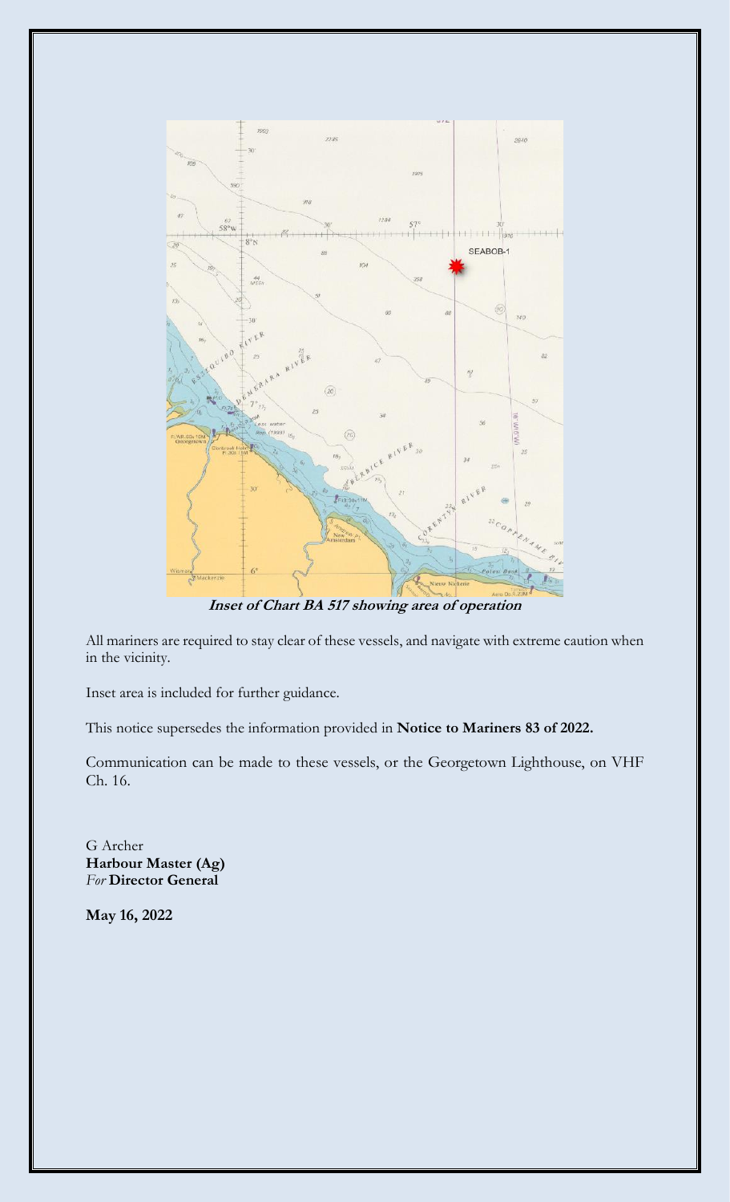**Inset of Chart BA 517 showing area of operation**

All mariners are required to stay clear of these vessels, and navigate with extreme caution when in the vicinity.

Inset area is included for further guidance.

This notice supersedes the information provided in **Notice to Mariners 83 of 2022.**

Communication can be made to these vessels, or the Georgetown Lighthouse, on VHF Ch. 16.

G Archer
**Harbour Master (Ag)**
*For* **Director General**

**May 16, 2022**